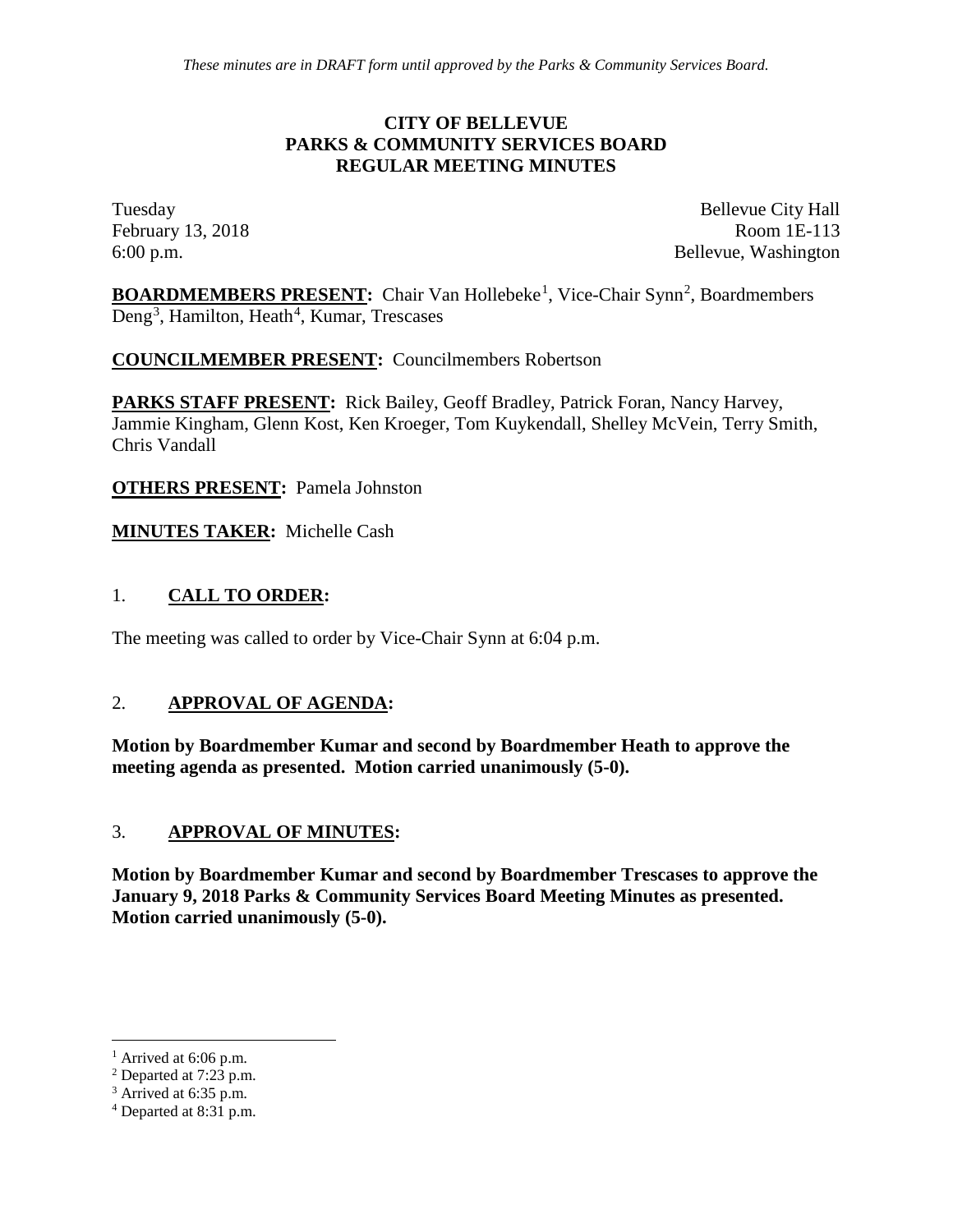*These minutes are in DRAFT form until approved by the Parks & Community Services Board.*

# CITY OF BELLEVUE
# PARKS & COMMUNITY SERVICES BOARD
# REGULAR MEETING MINUTES

Tuesday
February 13, 2018
6:00 p.m.

Bellevue City Hall
Room 1E-113
Bellevue, Washington

**BOARDMEMBERS PRESENT:** Chair Van Hollebeke[1], Vice-Chair Synn[2], Boardmembers Deng[3], Hamilton, Heath[4], Kumar, Trescases

**COUNCILMEMBER PRESENT:** Councilmembers Robertson

**PARKS STAFF PRESENT:** Rick Bailey, Geoff Bradley, Patrick Foran, Nancy Harvey, Jammie Kingham, Glenn Kost, Ken Kroeger, Tom Kuykendall, Shelley McVein, Terry Smith, Chris Vandall

**OTHERS PRESENT:** Pamela Johnston

**MINUTES TAKER:** Michelle Cash

## 1. CALL TO ORDER:

The meeting was called to order by Vice-Chair Synn at 6:04 p.m.

## 2. APPROVAL OF AGENDA:

**Motion by Boardmember Kumar and second by Boardmember Heath to approve the meeting agenda as presented. Motion carried unanimously (5-0).**

## 3. APPROVAL OF MINUTES:

**Motion by Boardmember Kumar and second by Boardmember Trescases to approve the January 9, 2018 Parks & Community Services Board Meeting Minutes as presented. Motion carried unanimously (5-0).**

---

[1] Arrived at 6:06 p.m.
[2] Departed at 7:23 p.m.
[3] Arrived at 6:35 p.m.
[4] Departed at 8:31 p.m.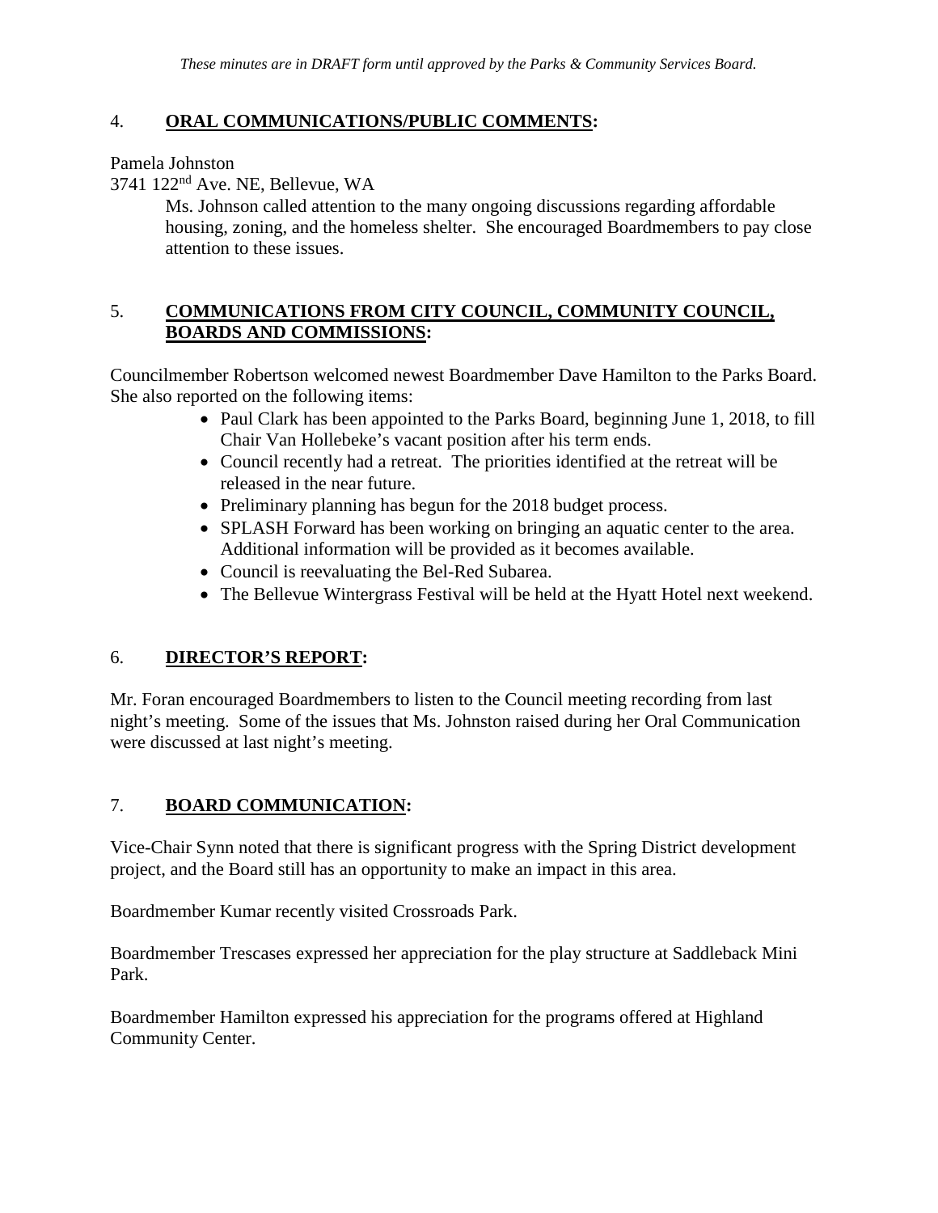*These minutes are in DRAFT form until approved by the Parks & Community Services Board.*

4. **ORAL COMMUNICATIONS/PUBLIC COMMENTS:**

Pamela Johnston
3741 122nd Ave. NE, Bellevue, WA

Ms. Johnson called attention to the many ongoing discussions regarding affordable housing, zoning, and the homeless shelter. She encouraged Boardmembers to pay close attention to these issues.

5. **COMMUNICATIONS FROM CITY COUNCIL, COMMUNITY COUNCIL, BOARDS AND COMMISSIONS:**

Councilmember Robertson welcomed newest Boardmember Dave Hamilton to the Parks Board. She also reported on the following items:

- Paul Clark has been appointed to the Parks Board, beginning June 1, 2018, to fill Chair Van Hollebeke's vacant position after his term ends.
- Council recently had a retreat. The priorities identified at the retreat will be released in the near future.
- Preliminary planning has begun for the 2018 budget process.
- SPLASH Forward has been working on bringing an aquatic center to the area. Additional information will be provided as it becomes available.
- Council is reevaluating the Bel-Red Subarea.
- The Bellevue Wintergrass Festival will be held at the Hyatt Hotel next weekend.

6. **DIRECTOR'S REPORT:**

Mr. Foran encouraged Boardmembers to listen to the Council meeting recording from last night's meeting. Some of the issues that Ms. Johnston raised during her Oral Communication were discussed at last night's meeting.

7. **BOARD COMMUNICATION:**

Vice-Chair Synn noted that there is significant progress with the Spring District development project, and the Board still has an opportunity to make an impact in this area.

Boardmember Kumar recently visited Crossroads Park.

Boardmember Trescases expressed her appreciation for the play structure at Saddleback Mini Park.

Boardmember Hamilton expressed his appreciation for the programs offered at Highland Community Center.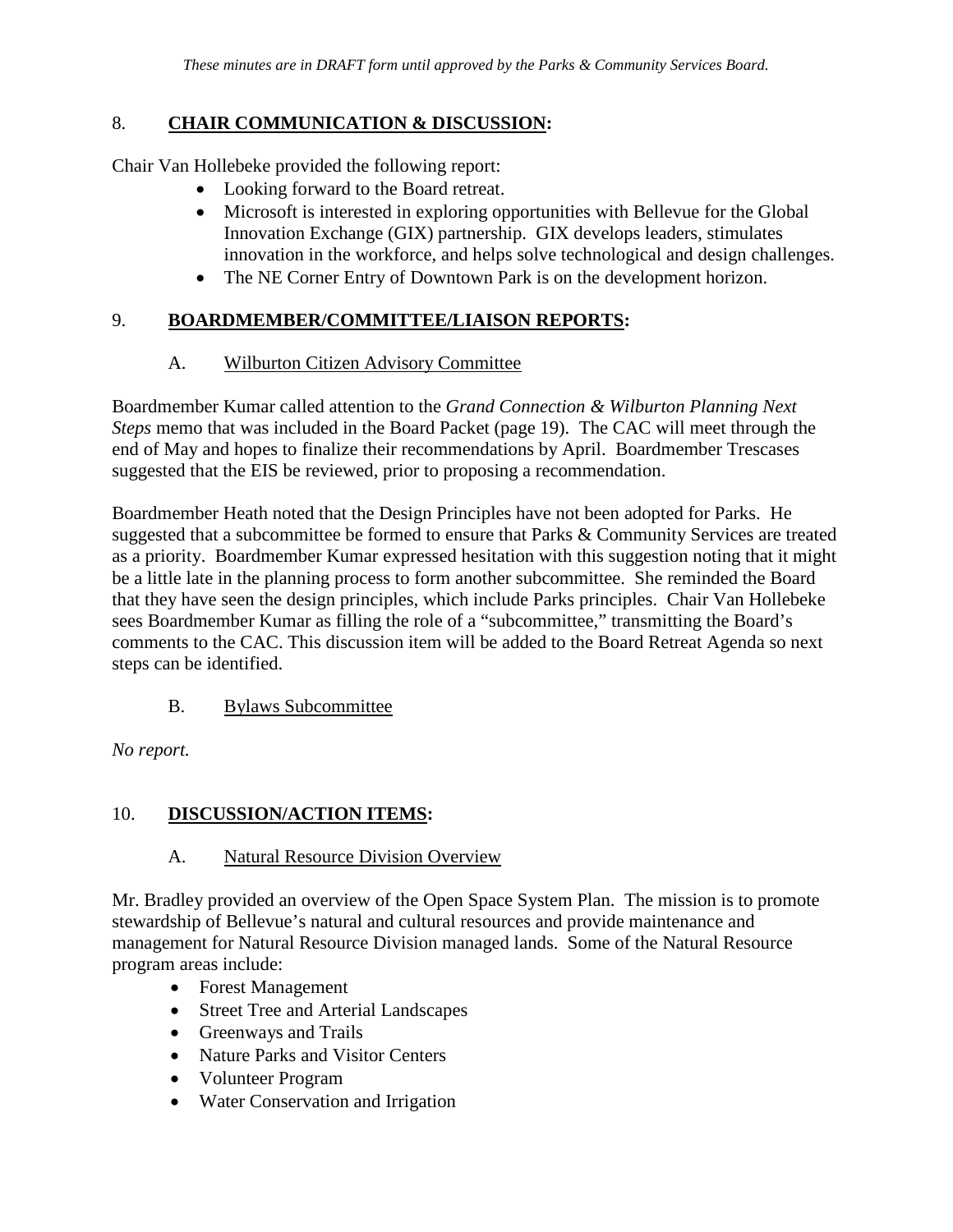## 8. **CHAIR COMMUNICATION & DISCUSSION:**

Chair Van Hollebeke provided the following report:

- Looking forward to the Board retreat.
- Microsoft is interested in exploring opportunities with Bellevue for the Global Innovation Exchange (GIX) partnership. GIX develops leaders, stimulates innovation in the workforce, and helps solve technological and design challenges.
- The NE Corner Entry of Downtown Park is on the development horizon.

## 9. **BOARDMEMBER/COMMITTEE/LIAISON REPORTS:**

### A. Wilburton Citizen Advisory Committee

Boardmember Kumar called attention to the *Grand Connection & Wilburton Planning Next Steps* memo that was included in the Board Packet (page 19). The CAC will meet through the end of May and hopes to finalize their recommendations by April. Boardmember Trescases suggested that the EIS be reviewed, prior to proposing a recommendation.

Boardmember Heath noted that the Design Principles have not been adopted for Parks. He suggested that a subcommittee be formed to ensure that Parks & Community Services are treated as a priority. Boardmember Kumar expressed hesitation with this suggestion noting that it might be a little late in the planning process to form another subcommittee. She reminded the Board that they have seen the design principles, which include Parks principles. Chair Van Hollebeke sees Boardmember Kumar as filling the role of a "subcommittee," transmitting the Board's comments to the CAC. This discussion item will be added to the Board Retreat Agenda so next steps can be identified.

### B. Bylaws Subcommittee

*No report.*

## 10. **DISCUSSION/ACTION ITEMS:**

### A. Natural Resource Division Overview

Mr. Bradley provided an overview of the Open Space System Plan. The mission is to promote stewardship of Bellevue's natural and cultural resources and provide maintenance and management for Natural Resource Division managed lands. Some of the Natural Resource program areas include:

- Forest Management
- Street Tree and Arterial Landscapes
- Greenways and Trails
- Nature Parks and Visitor Centers
- Volunteer Program
- Water Conservation and Irrigation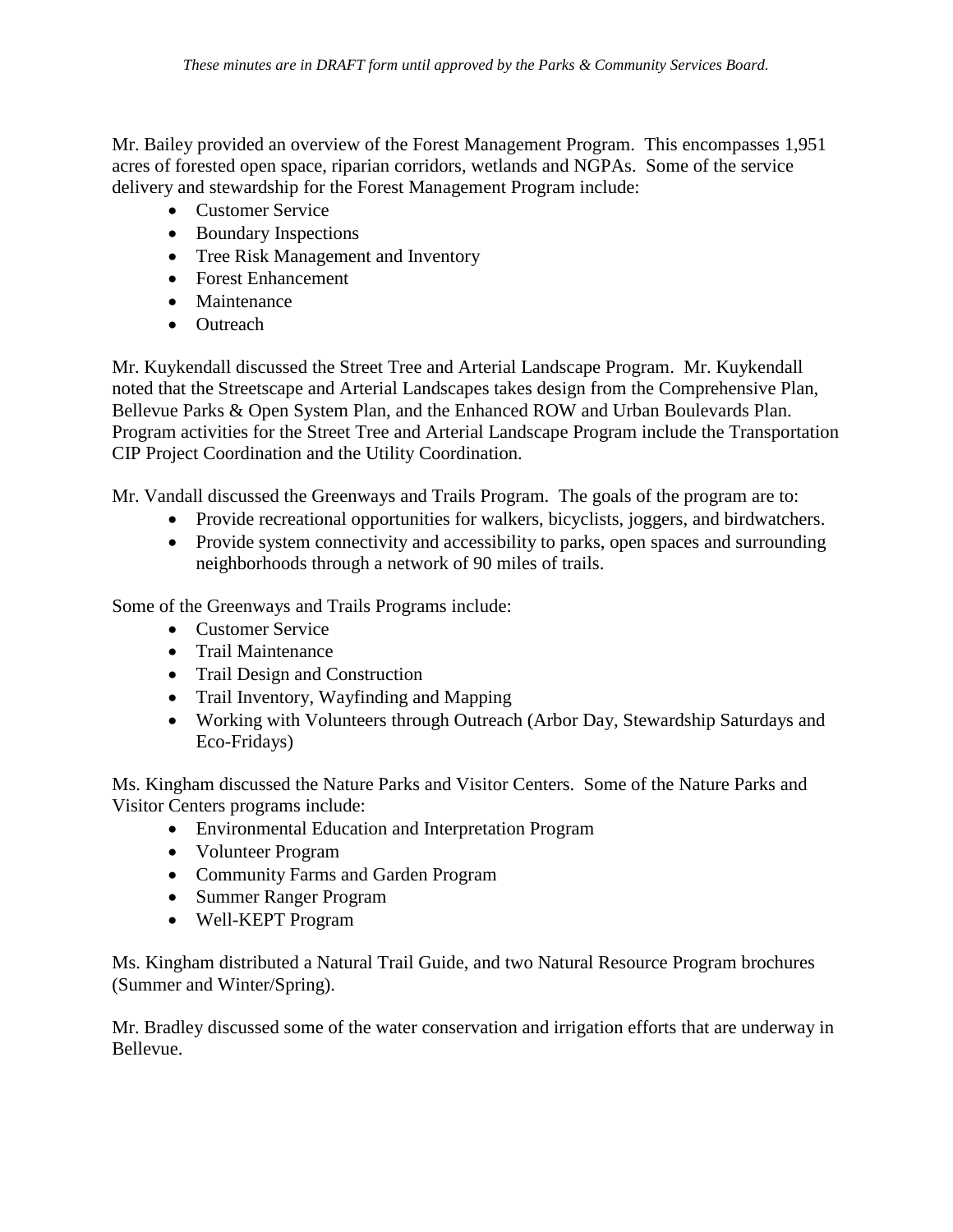Mr. Bailey provided an overview of the Forest Management Program. This encompasses 1,951 acres of forested open space, riparian corridors, wetlands and NGPAs. Some of the service delivery and stewardship for the Forest Management Program include:

- Customer Service
- Boundary Inspections
- Tree Risk Management and Inventory
- Forest Enhancement
- Maintenance
- Outreach

Mr. Kuykendall discussed the Street Tree and Arterial Landscape Program. Mr. Kuykendall noted that the Streetscape and Arterial Landscapes takes design from the Comprehensive Plan, Bellevue Parks & Open System Plan, and the Enhanced ROW and Urban Boulevards Plan. Program activities for the Street Tree and Arterial Landscape Program include the Transportation CIP Project Coordination and the Utility Coordination.

Mr. Vandall discussed the Greenways and Trails Program. The goals of the program are to:

- Provide recreational opportunities for walkers, bicyclists, joggers, and birdwatchers.
- Provide system connectivity and accessibility to parks, open spaces and surrounding neighborhoods through a network of 90 miles of trails.

Some of the Greenways and Trails Programs include:

- Customer Service
- Trail Maintenance
- Trail Design and Construction
- Trail Inventory, Wayfinding and Mapping
- Working with Volunteers through Outreach (Arbor Day, Stewardship Saturdays and Eco-Fridays)

Ms. Kingham discussed the Nature Parks and Visitor Centers. Some of the Nature Parks and Visitor Centers programs include:

- Environmental Education and Interpretation Program
- Volunteer Program
- Community Farms and Garden Program
- Summer Ranger Program
- Well-KEPT Program

Ms. Kingham distributed a Natural Trail Guide, and two Natural Resource Program brochures (Summer and Winter/Spring).

Mr. Bradley discussed some of the water conservation and irrigation efforts that are underway in Bellevue.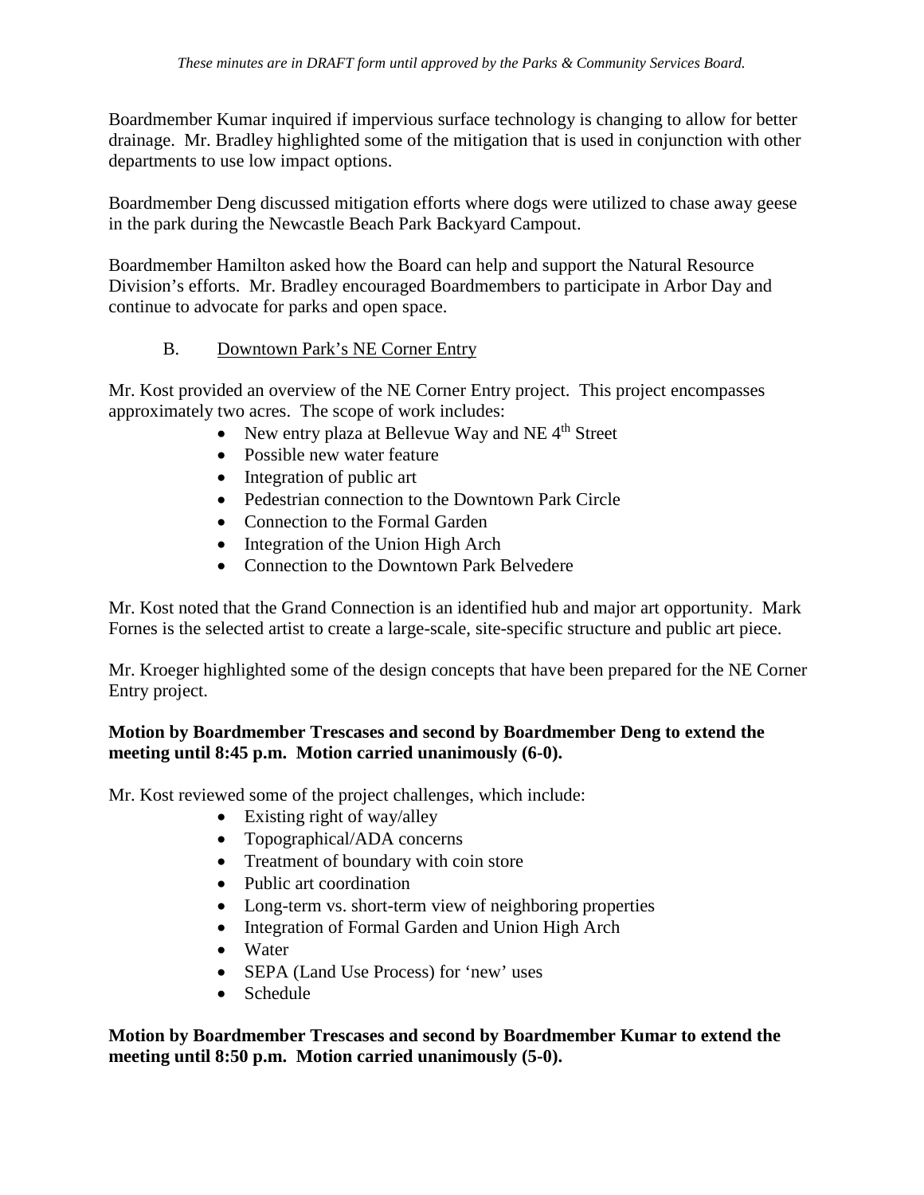Boardmember Kumar inquired if impervious surface technology is changing to allow for better drainage. Mr. Bradley highlighted some of the mitigation that is used in conjunction with other departments to use low impact options.

Boardmember Deng discussed mitigation efforts where dogs were utilized to chase away geese in the park during the Newcastle Beach Park Backyard Campout.

Boardmember Hamilton asked how the Board can help and support the Natural Resource Division's efforts. Mr. Bradley encouraged Boardmembers to participate in Arbor Day and continue to advocate for parks and open space.

B. Downtown Park's NE Corner Entry

Mr. Kost provided an overview of the NE Corner Entry project. This project encompasses approximately two acres. The scope of work includes:

- New entry plaza at Bellevue Way and NE 4th Street
- Possible new water feature
- Integration of public art
- Pedestrian connection to the Downtown Park Circle
- Connection to the Formal Garden
- Integration of the Union High Arch
- Connection to the Downtown Park Belvedere

Mr. Kost noted that the Grand Connection is an identified hub and major art opportunity. Mark Fornes is the selected artist to create a large-scale, site-specific structure and public art piece.

Mr. Kroeger highlighted some of the design concepts that have been prepared for the NE Corner Entry project.

**Motion by Boardmember Trescases and second by Boardmember Deng to extend the meeting until 8:45 p.m. Motion carried unanimously (6-0).**

Mr. Kost reviewed some of the project challenges, which include:

- Existing right of way/alley
- Topographical/ADA concerns
- Treatment of boundary with coin store
- Public art coordination
- Long-term vs. short-term view of neighboring properties
- Integration of Formal Garden and Union High Arch
- Water
- SEPA (Land Use Process) for 'new' uses
- Schedule

**Motion by Boardmember Trescases and second by Boardmember Kumar to extend the meeting until 8:50 p.m. Motion carried unanimously (5-0).**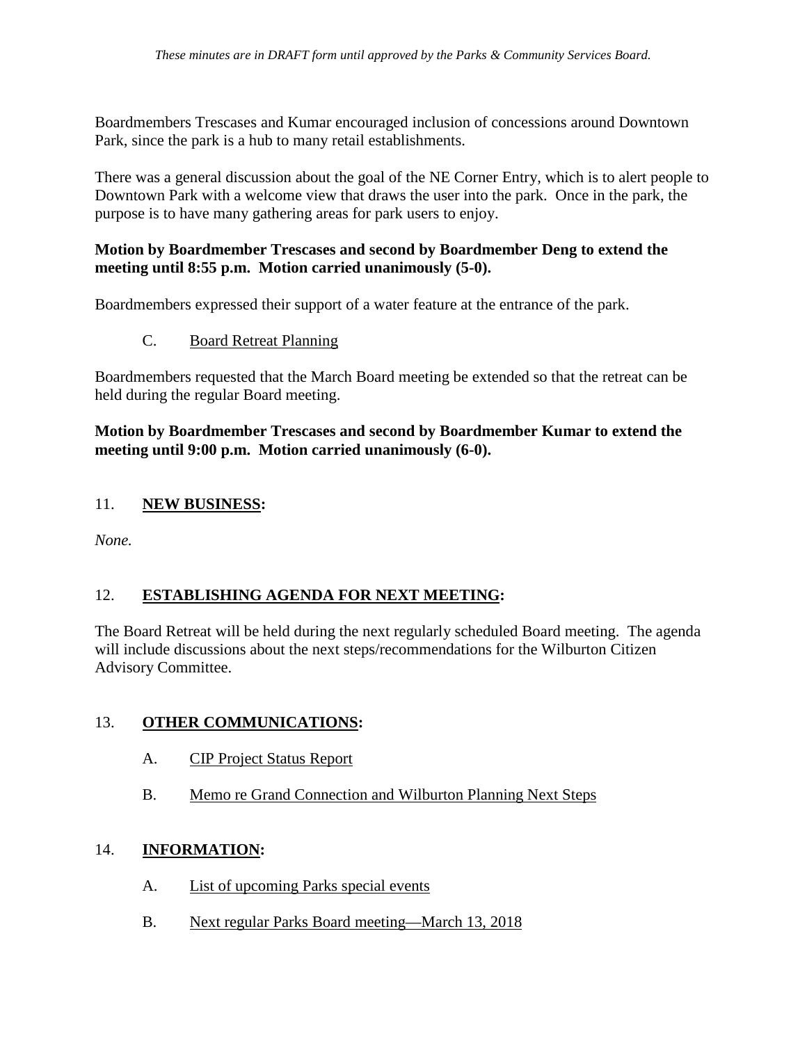Boardmembers Trescases and Kumar encouraged inclusion of concessions around Downtown Park, since the park is a hub to many retail establishments.

There was a general discussion about the goal of the NE Corner Entry, which is to alert people to Downtown Park with a welcome view that draws the user into the park. Once in the park, the purpose is to have many gathering areas for park users to enjoy.

**Motion by Boardmember Trescases and second by Boardmember Deng to extend the meeting until 8:55 p.m. Motion carried unanimously (5-0).**

Boardmembers expressed their support of a water feature at the entrance of the park.

C. Board Retreat Planning

Boardmembers requested that the March Board meeting be extended so that the retreat can be held during the regular Board meeting.

**Motion by Boardmember Trescases and second by Boardmember Kumar to extend the meeting until 9:00 p.m. Motion carried unanimously (6-0).**

## 11. NEW BUSINESS:

*None.*

## 12. ESTABLISHING AGENDA FOR NEXT MEETING:

The Board Retreat will be held during the next regularly scheduled Board meeting. The agenda will include discussions about the next steps/recommendations for the Wilburton Citizen Advisory Committee.

## 13. OTHER COMMUNICATIONS:

A. CIP Project Status Report

B. Memo re Grand Connection and Wilburton Planning Next Steps

## 14. INFORMATION:

A. List of upcoming Parks special events

B. Next regular Parks Board meeting—March 13, 2018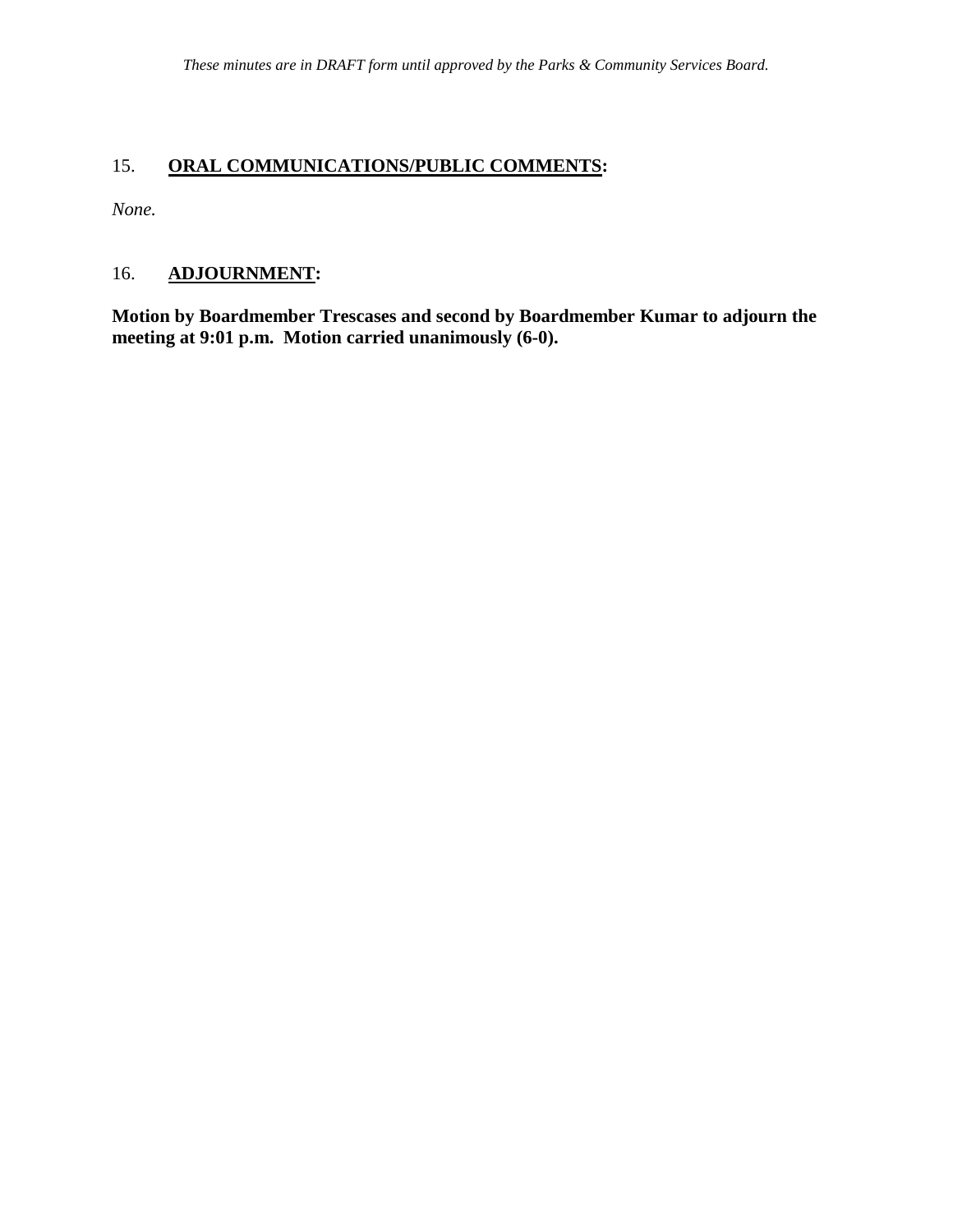15. **ORAL COMMUNICATIONS/PUBLIC COMMENTS:**

*None.*

16. **ADJOURNMENT:**

**Motion by Boardmember Trescases and second by Boardmember Kumar to adjourn the meeting at 9:01 p.m. Motion carried unanimously (6-0).**